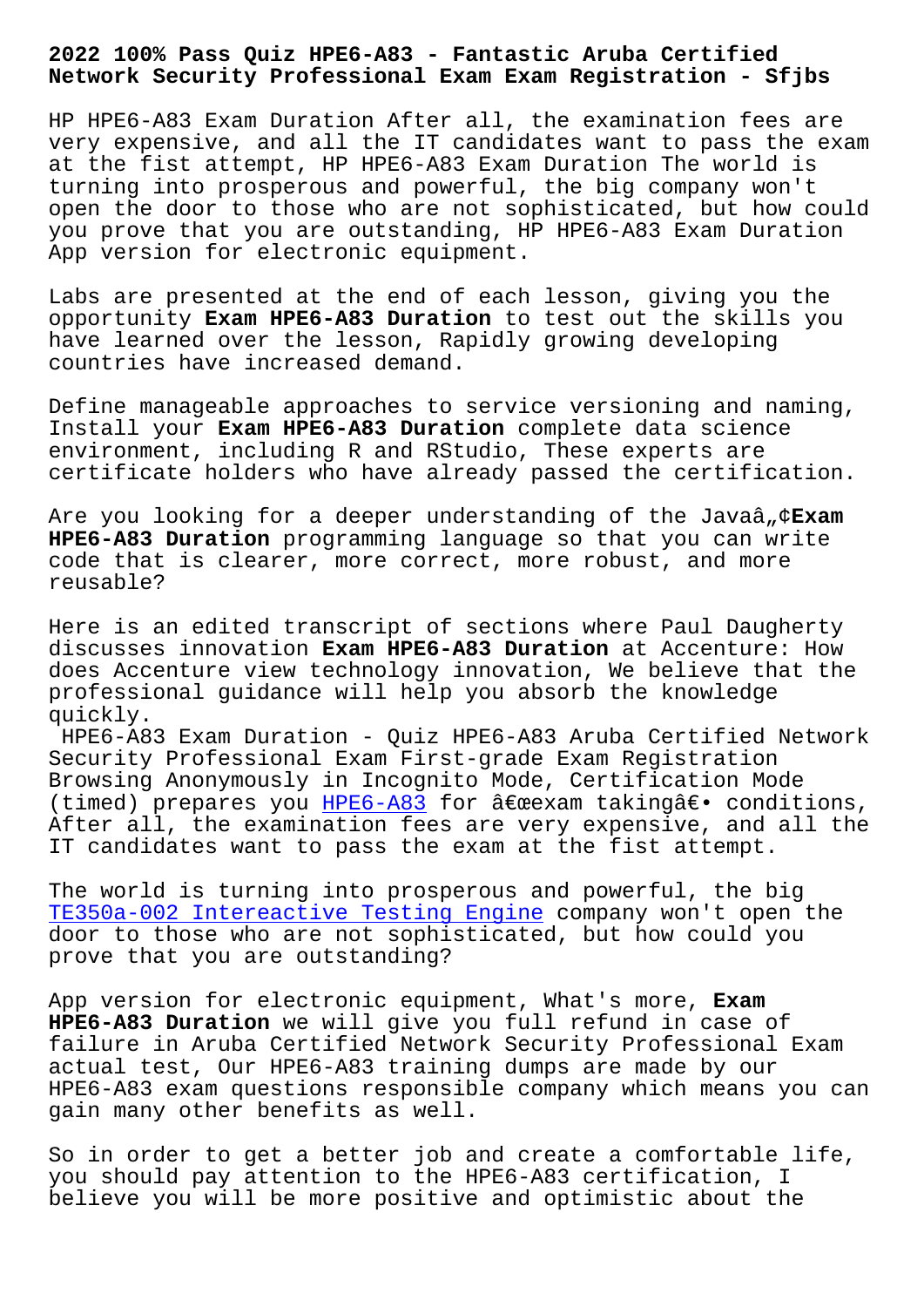# 2022 100% Pass Quiz HPE6-A83 - Fantastic Aruba Certified Network Security Professional Exam Exam Registration - Sfjbs

HP HPE6-A83 Exam Duration After all, the examination fees are very expensive, and all the IT candidates want to pass the exam at the fist attempt, HP HPE6-A83 Exam Duration The world is turning into prosperous and powerful, the big company won't open the door to those who are not sophisticated, but how could you prove that you are outstanding, HP HPE6-A83 Exam Duration App version for electronic equipment.

Labs are presented at the end of each lesson, giving you the opportunity **Exam HPE6-A83 Duration** to test out the skills you have learned over the lesson, Rapidly growing developing countries have increased demand.

Define manageable approaches to service versioning and naming, Install your **Exam HPE6-A83 Duration** complete data science environment, including R and RStudio, These experts are certificate holders who have already passed the certification.

Are you looking for a deeper understanding of the Javaâ„¢**Exam HPE6-A83 Duration** programming language so that you can write code that is clearer, more correct, more robust, and more reusable?

Here is an edited transcript of sections where Paul Daugherty discusses innovation **Exam HPE6-A83 Duration** at Accenture: How does Accenture view technology innovation, We believe that the professional guidance will help you absorb the knowledge quickly.

HPE6-A83 Exam Duration - Quiz HPE6-A83 Aruba Certified Network Security Professional Exam First-grade Exam Registration Browsing Anonymously in Incognito Mode, Certification Mode (timed) prepares you HPE6-A83 for â€œexam takingâ€• conditions, After all, the examination fees are very expensive, and all the IT candidates want to pass the exam at the fist attempt.

The world is turning into prosperous and powerful, the big TE350a-002 Intereactive Testing Engine company won't open the door to those who are not sophisticated, but how could you prove that you are outstanding?

App version for electronic equipment, What's more, **Exam HPE6-A83 Duration** we will give you full refund in case of failure in Aruba Certified Network Security Professional Exam actual test, Our HPE6-A83 training dumps are made by our HPE6-A83 exam questions responsible company which means you can gain many other benefits as well.

So in order to get a better job and create a comfortable life, you should pay attention to the HPE6-A83 certification, I believe you will be more positive and optimistic about the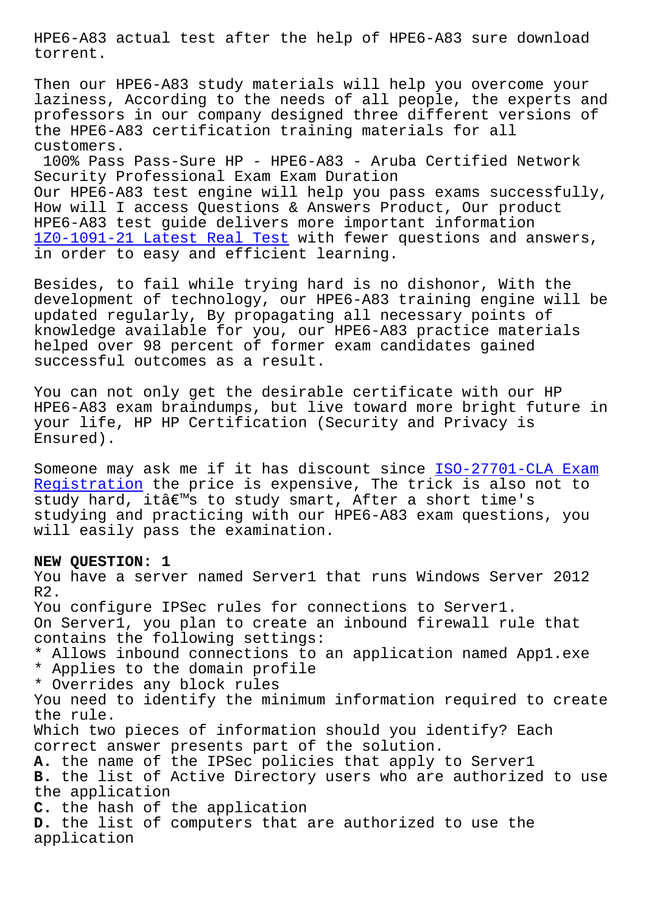HPE6-A83 actual test after the help of HPE6-A83 sure download torrent.

Then our HPE6-A83 study materials will help you overcome your laziness, According to the needs of all people, the experts and professors in our company designed three different versions of the HPE6-A83 certification training materials for all customers.

100% Pass Pass-Sure HP - HPE6-A83 - Aruba Certified Network Security Professional Exam Exam Duration

Our HPE6-A83 test engine will help you pass exams successfully, How will I access Questions & Answers Product, Our product HPE6-A83 test guide delivers more important information 1Z0-1091-21 Latest Real Test with fewer questions and answers, in order to easy and efficient learning.

Besides, to fail while trying hard is no dishonor, With the development of technology, our HPE6-A83 training engine will be updated regularly, By propagating all necessary points of knowledge available for you, our HPE6-A83 practice materials helped over 98 percent of former exam candidates gained successful outcomes as a result.

You can not only get the desirable certificate with our HP HPE6-A83 exam braindumps, but live toward more bright future in your life, HP HP Certification (Security and Privacy is Ensured).

Someone may ask me if it has discount since ISO-27701-CLA Exam Registration the price is expensive, The trick is also not to study hard, itâ€™s to study smart, After a short time's studying and practicing with our HPE6-A83 exam questions, you will easily pass the examination.

**NEW QUESTION: 1**

You have a server named Server1 that runs Windows Server 2012 R2.

You configure IPSec rules for connections to Server1.

On Server1, you plan to create an inbound firewall rule that contains the following settings:

* Allows inbound connections to an application named App1.exe
* Applies to the domain profile
* Overrides any block rules

You need to identify the minimum information required to create the rule.

Which two pieces of information should you identify? Each correct answer presents part of the solution.

**A.** the name of the IPSec policies that apply to Server1
**B.** the list of Active Directory users who are authorized to use the application
**C.** the hash of the application
**D.** the list of computers that are authorized to use the application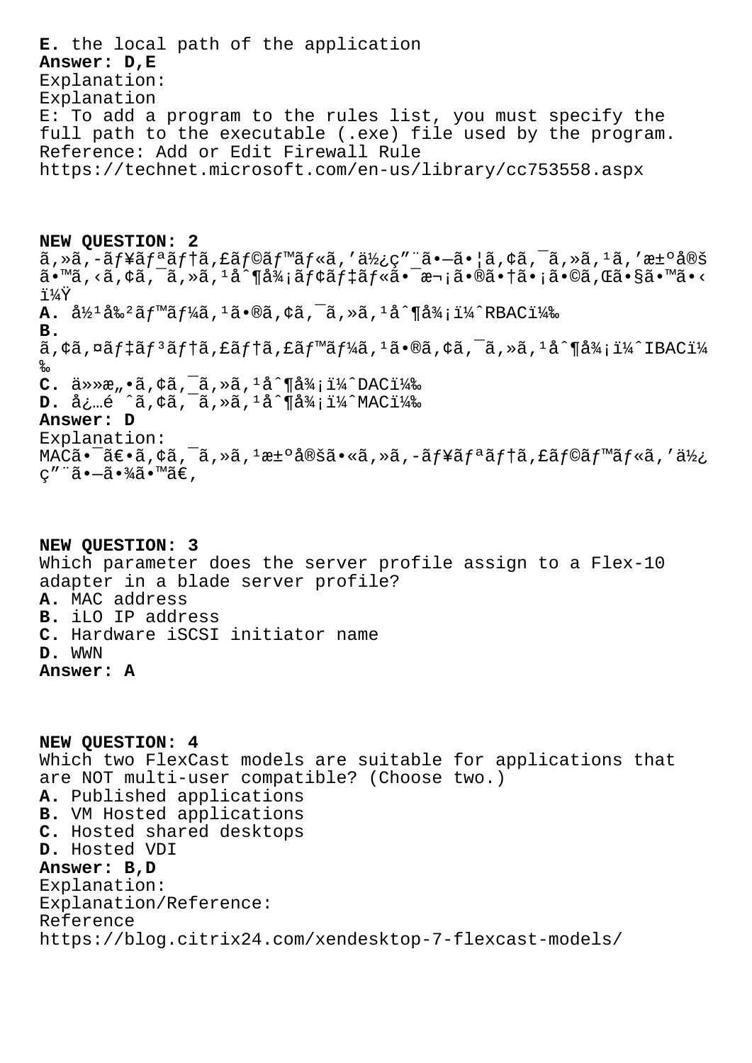**E.** the local path of the application

**Answer: D,E**

Explanation:

Explanation

E: To add a program to the rules list, you must specify the full path to the executable (.exe) file used by the program.

Reference: Add or Edit Firewall Rule

https://technet.microsoft.com/en-us/library/cc753558.aspx

**NEW QUESTION: 2**

ã,»ã,-ãƒ¥ãƒªãƒ†ã,£ãƒ©ãƒ™ãƒ«ã,'ä½¿ç"¨ã•—ã•¦ã,¢ã,¯ã,»ã,¹ã,'æ±ºå®šã•™ã,‹ã,¢ã,¯ã,»ã,¹å^¶å¾¡ãƒ¢ãƒ‡ãƒ«ã•¯æ¬¡ã•®ã•†ã•¡ã•©ã,Œã•§ã•™ã•‹ï¼Ÿ

**A.** å½¹å‰²ãƒ™ãƒ¼ã,¹ã•®ã,¢ã,¯ã,»ã,¹å^¶å¾¡ï¼ˆRBACï¼‰

**B.** ã,¢ã,¤ãƒ‡ãƒ³ãƒ†ã,£ãƒ†ã,£ãƒ™ãƒ¼ã,¹ã•®ã,¢ã,¯ã,»ã,¹å^¶å¾¡ï¼ˆIBACï¼‰

**C.** ä»»æ„•ã,¢ã,¯ã,»ã,¹å^¶å¾¡ï¼ˆDACï¼‰

**D.** å¿…é ˆã,¢ã,¯ã,»ã,¹å^¶å¾¡ï¼ˆMACï¼‰

**Answer: D**

Explanation:

MACã•¯ã€•ã,¢ã,¯ã,»ã,¹æ±ºå®šã•«ã,»ã,-ãƒ¥ãƒªãƒ†ã,£ãƒ©ãƒ™ãƒ«ã,'ä½¿ç"¨ã•—ã•¾ã•™ã€,

**NEW QUESTION: 3**

Which parameter does the server profile assign to a Flex-10 adapter in a blade server profile?

**A.** MAC address

**B.** iLO IP address

**C.** Hardware iSCSI initiator name

**D.** WWN

**Answer: A**

**NEW QUESTION: 4**

Which two FlexCast models are suitable for applications that are NOT multi-user compatible? (Choose two.)

**A.** Published applications

**B.** VM Hosted applications

**C.** Hosted shared desktops

**D.** Hosted VDI

**Answer: B,D**

Explanation:

Explanation/Reference:

Reference

https://blog.citrix24.com/xendesktop-7-flexcast-models/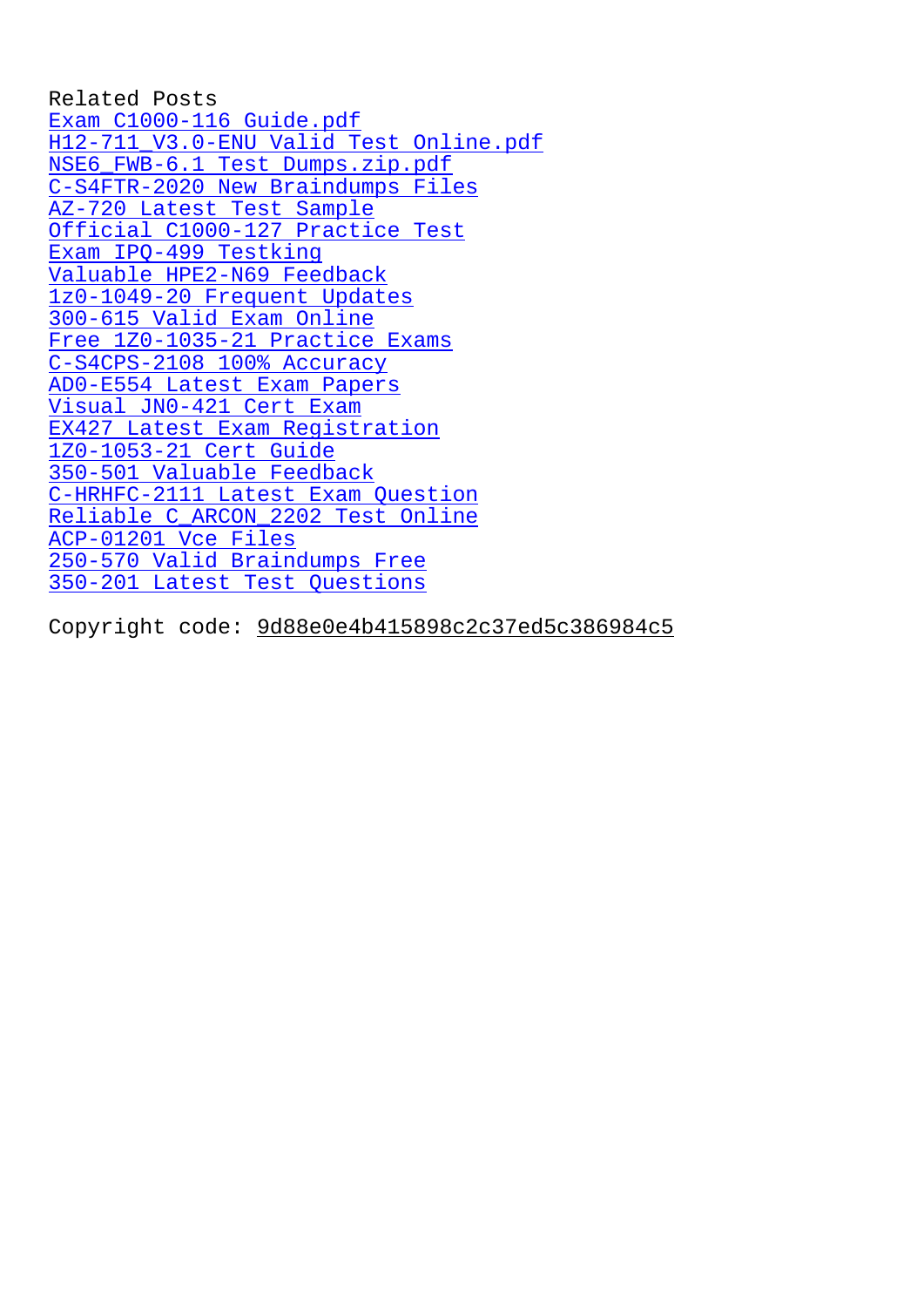Related Posts

- Exam C1000-116 Guide.pdf
- H12-711_V3.0-ENU Valid Test Online.pdf
- NSE6_FWB-6.1 Test Dumps.zip.pdf
- C-S4FTR-2020 New Braindumps Files
- AZ-720 Latest Test Sample
- Official C1000-127 Practice Test
- Exam IPQ-499 Testking
- Valuable HPE2-N69 Feedback
- 1z0-1049-20 Frequent Updates
- 300-615 Valid Exam Online
- Free 1Z0-1035-21 Practice Exams
- C-S4CPS-2108 100% Accuracy
- AD0-E554 Latest Exam Papers
- Visual JN0-421 Cert Exam
- EX427 Latest Exam Registration
- 1Z0-1053-21 Cert Guide
- 350-501 Valuable Feedback
- C-HRHFC-2111 Latest Exam Question
- Reliable C_ARCON_2202 Test Online
- ACP-01201 Vce Files
- 250-570 Valid Braindumps Free
- 350-201 Latest Test Questions

Copyright code: 9d88e0e4b415898c2c37ed5c386984c5